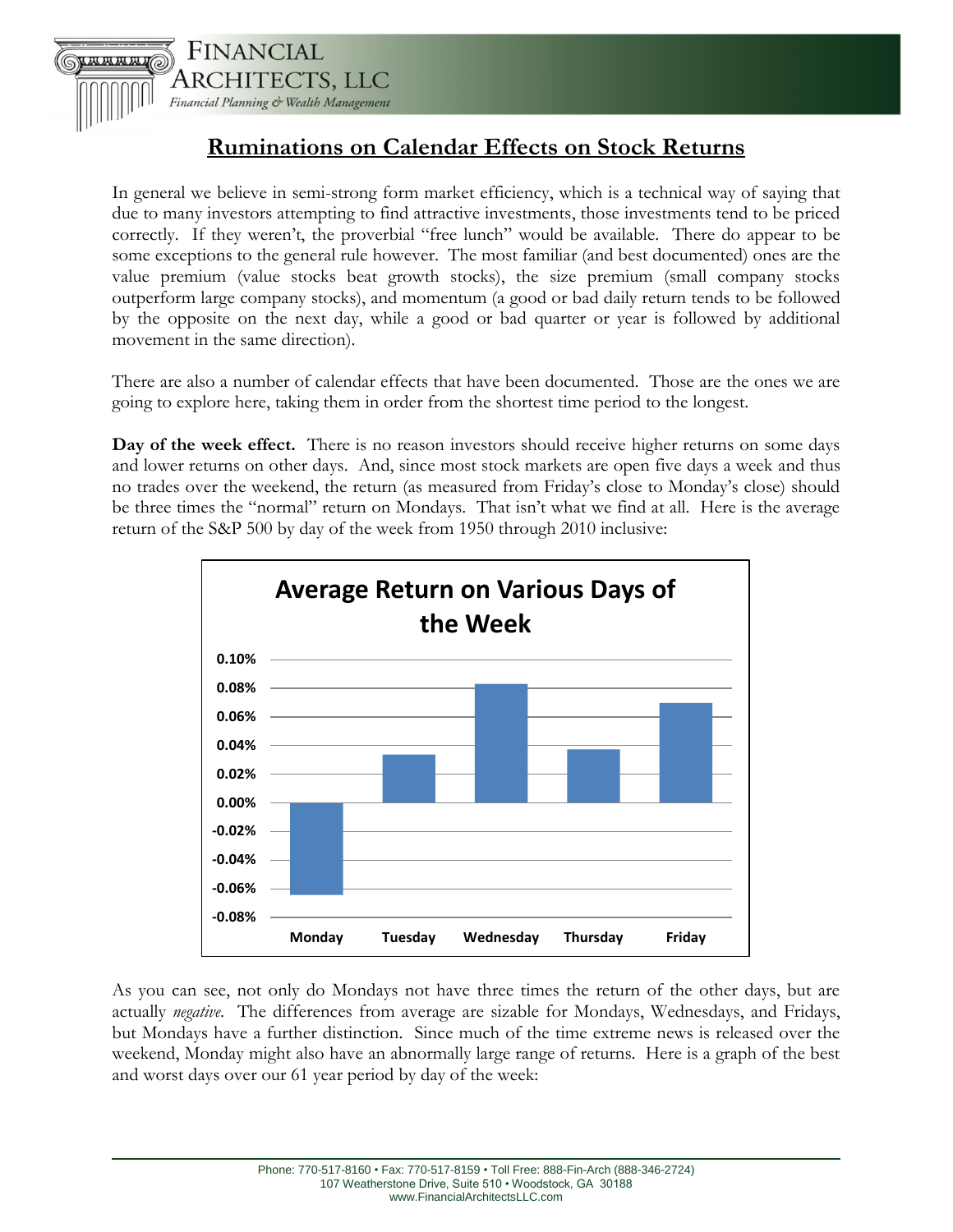# Ruminations on Calendar Effects on Stock Returns

In general we believe in semi-strong form market efficiency, which is a technical way of saying that due to many investors attempting to find attractive investments, those investments tend to be priced correctly. If they weren't, the proverbial "free lunch" would be available. There do appear to be some exceptions to the general rule however. The most familiar (and best documented) ones are the value premium (value stocks beat growth stocks), the size premium (small company stocks outperform large company stocks), and momentum (a good or bad daily return tends to be followed by the opposite on the next day, while a good or bad quarter or year is followed by additional movement in the same direction).

There are also a number of calendar effects that have been documented. Those are the ones we are going to explore here, taking them in order from the shortest time period to the longest.

**Day of the week effect.** There is no reason investors should receive higher returns on some days and lower returns on other days. And, since most stock markets are open five days a week and thus no trades over the weekend, the return (as measured from Friday's close to Monday's close) should be three times the "normal" return on Mondays. That isn't what we find at all. Here is the average return of the S&P 500 by day of the week from 1950 through 2010 inclusive:

**Average Return on Various Days of the Week**

| Day | Average Return (approx.) |
|---|---|
| Monday | -0.064% |
| Tuesday | 0.034% |
| Wednesday | 0.083% |
| Thursday | 0.037% |
| Friday | 0.070% |

As you can see, not only do Mondays not have three times the return of the other days, but are actually *negative*. The differences from average are sizable for Mondays, Wednesdays, and Fridays, but Mondays have a further distinction. Since much of the time extreme news is released over the weekend, Monday might also have an abnormally large range of returns. Here is a graph of the best and worst days over our 61 year period by day of the week: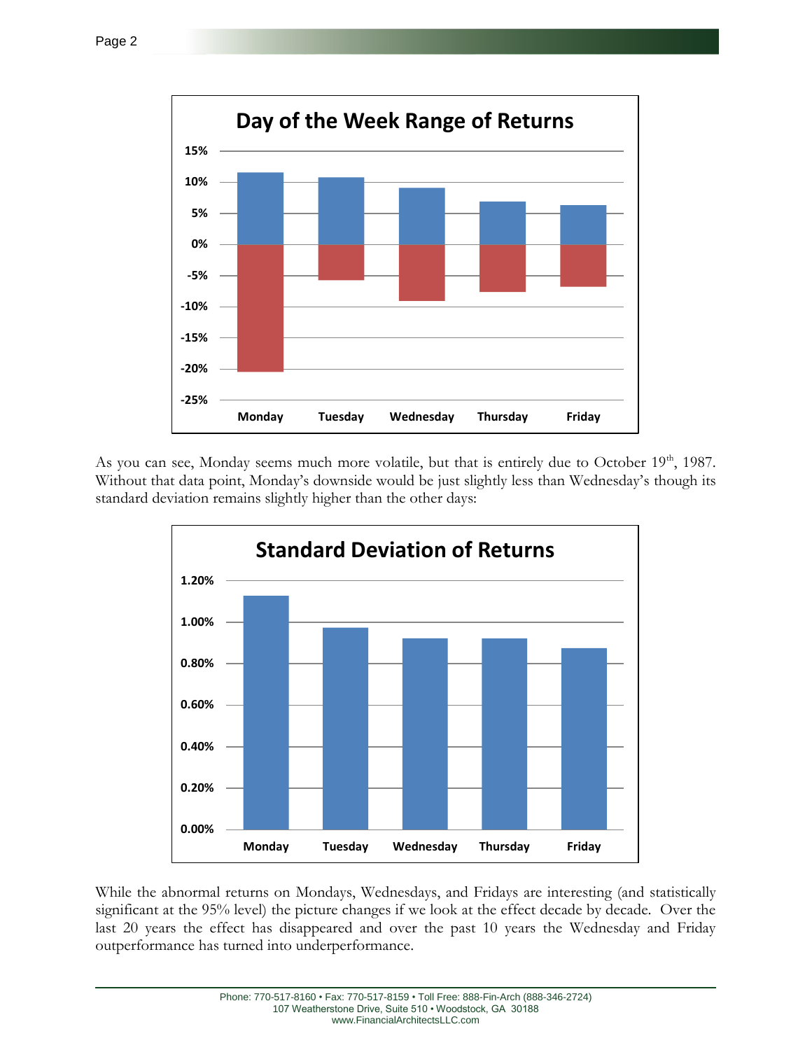As you can see, Monday seems much more volatile, but that is entirely due to October 19th, 1987. Without that data point, Monday's downside would be just slightly less than Wednesday's though its standard deviation remains slightly higher than the other days:

While the abnormal returns on Mondays, Wednesdays, and Fridays are interesting (and statistically significant at the 95% level) the picture changes if we look at the effect decade by decade. Over the last 20 years the effect has disappeared and over the past 10 years the Wednesday and Friday outperformance has turned into underperformance.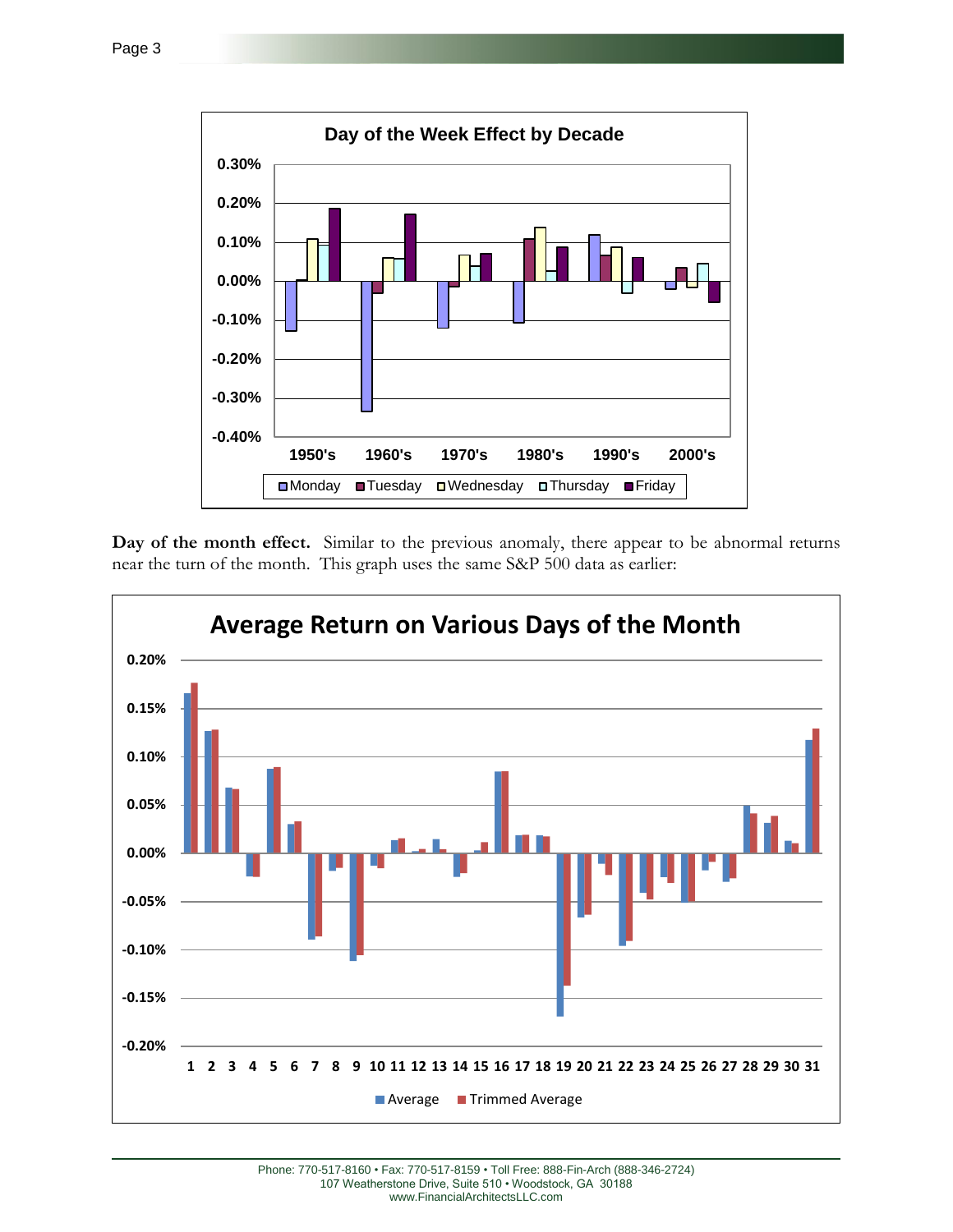**Day of the month effect.** Similar to the previous anomaly, there appear to be abnormal returns near the turn of the month. This graph uses the same S&P 500 data as earlier: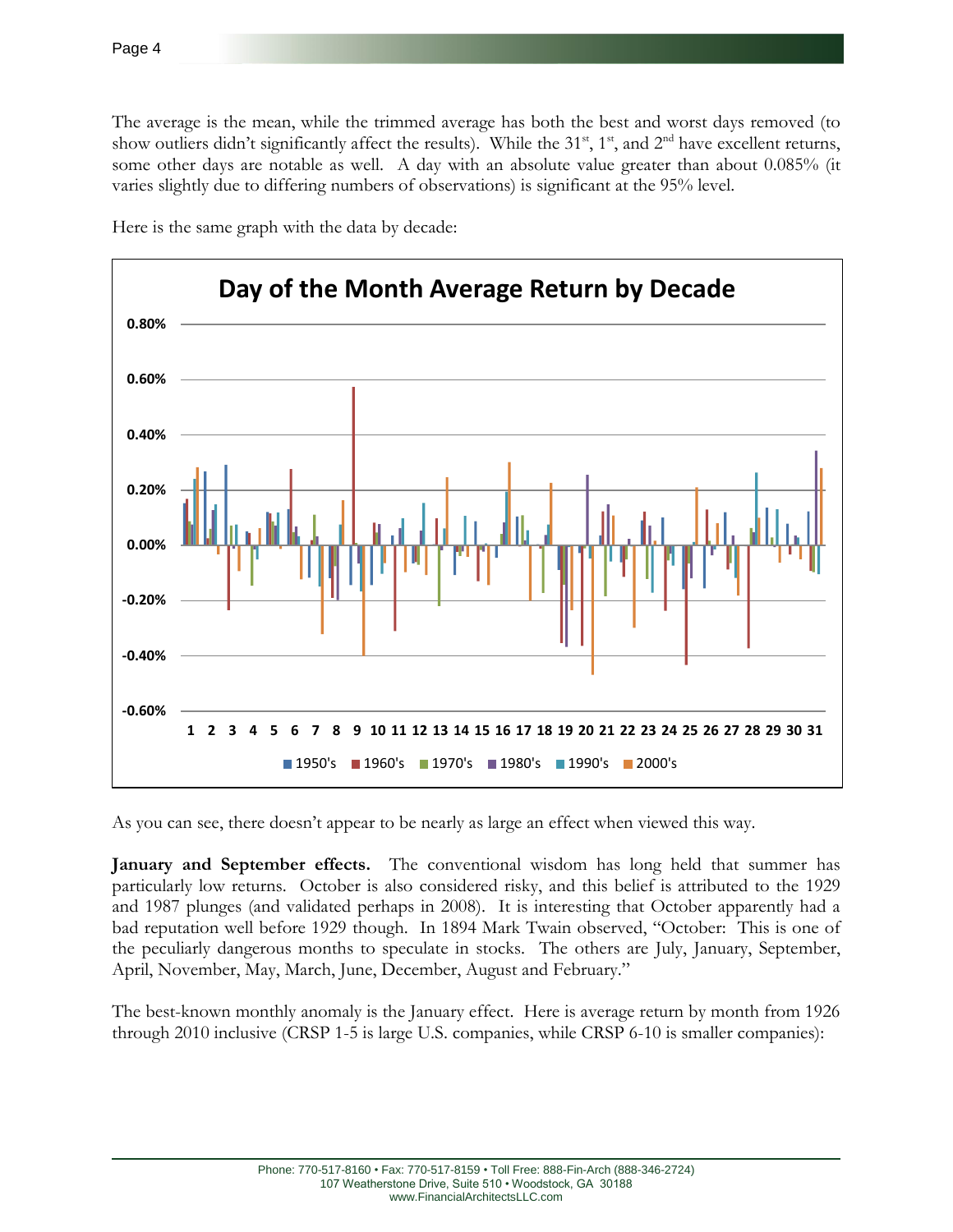The average is the mean, while the trimmed average has both the best and worst days removed (to show outliers didn't significantly affect the results). While the 31st, 1st, and 2nd have excellent returns, some other days are notable as well. A day with an absolute value greater than about 0.085% (it varies slightly due to differing numbers of observations) is significant at the 95% level.

Here is the same graph with the data by decade:

As you can see, there doesn't appear to be nearly as large an effect when viewed this way.

**January and September effects.** The conventional wisdom has long held that summer has particularly low returns. October is also considered risky, and this belief is attributed to the 1929 and 1987 plunges (and validated perhaps in 2008). It is interesting that October apparently had a bad reputation well before 1929 though. In 1894 Mark Twain observed, "October: This is one of the peculiarly dangerous months to speculate in stocks. The others are July, January, September, April, November, May, March, June, December, August and February."

The best-known monthly anomaly is the January effect. Here is average return by month from 1926 through 2010 inclusive (CRSP 1-5 is large U.S. companies, while CRSP 6-10 is smaller companies):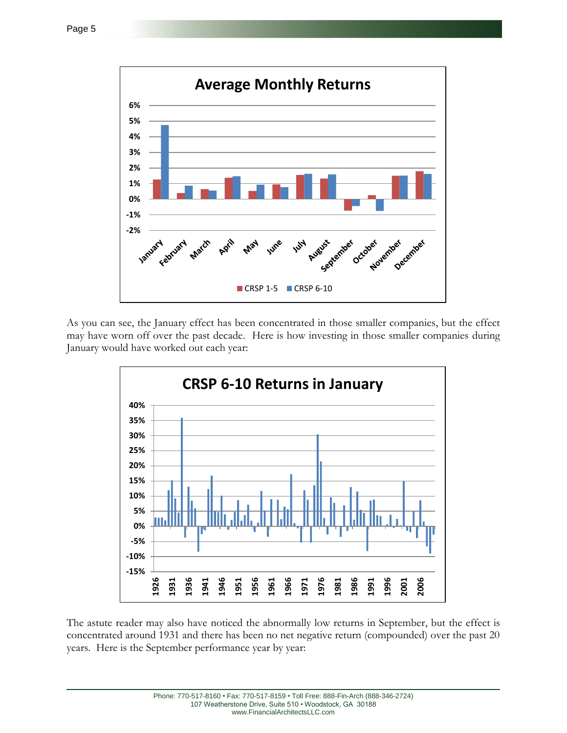As you can see, the January effect has been concentrated in those smaller companies, but the effect may have worn off over the past decade. Here is how investing in those smaller companies during January would have worked out each year:

The astute reader may also have noticed the abnormally low returns in September, but the effect is concentrated around 1931 and there has been no net negative return (compounded) over the past 20 years. Here is the September performance year by year: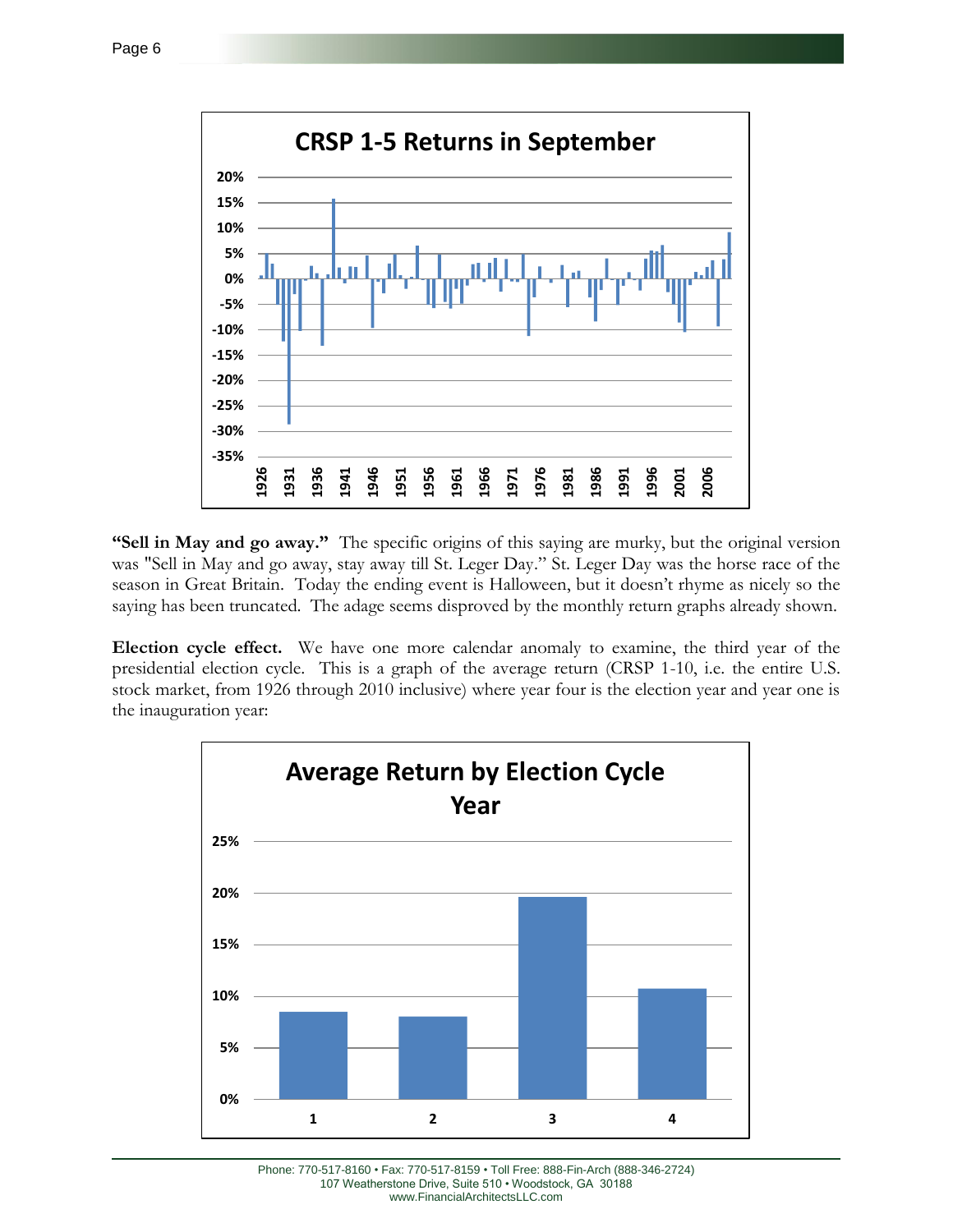**CRSP 1-5 Returns in September**

**"Sell in May and go away."** The specific origins of this saying are murky, but the original version was "Sell in May and go away, stay away till St. Leger Day." St. Leger Day was the horse race of the season in Great Britain. Today the ending event is Halloween, but it doesn't rhyme as nicely so the saying has been truncated. The adage seems disproved by the monthly return graphs already shown.

**Election cycle effect.** We have one more calendar anomaly to examine, the third year of the presidential election cycle. This is a graph of the average return (CRSP 1-10, i.e. the entire U.S. stock market, from 1926 through 2010 inclusive) where year four is the election year and year one is the inauguration year:

**Average Return by Election Cycle Year**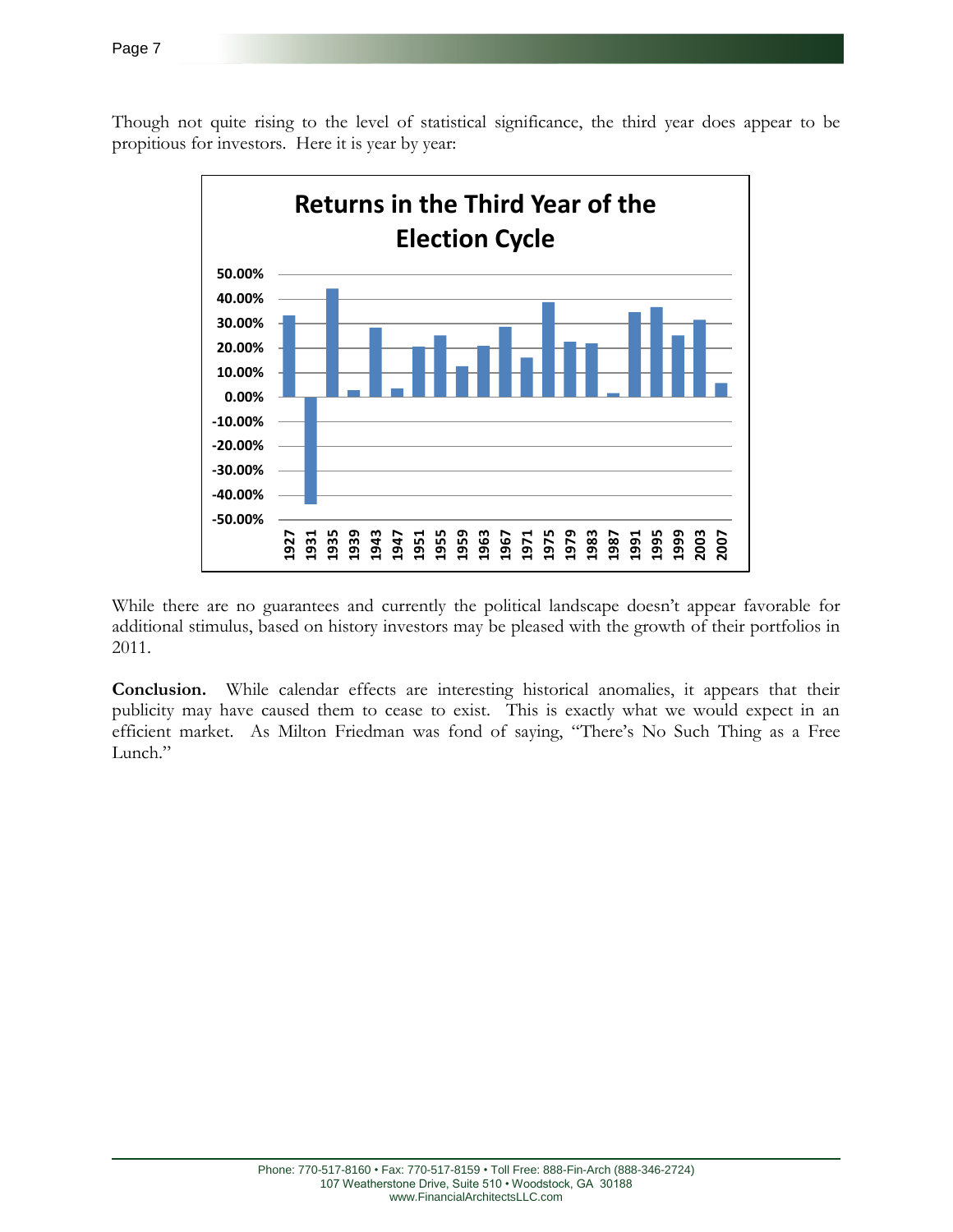Though not quite rising to the level of statistical significance, the third year does appear to be propitious for investors. Here it is year by year:

While there are no guarantees and currently the political landscape doesn't appear favorable for additional stimulus, based on history investors may be pleased with the growth of their portfolios in 2011.

**Conclusion.** While calendar effects are interesting historical anomalies, it appears that their publicity may have caused them to cease to exist. This is exactly what we would expect in an efficient market. As Milton Friedman was fond of saying, "There's No Such Thing as a Free Lunch."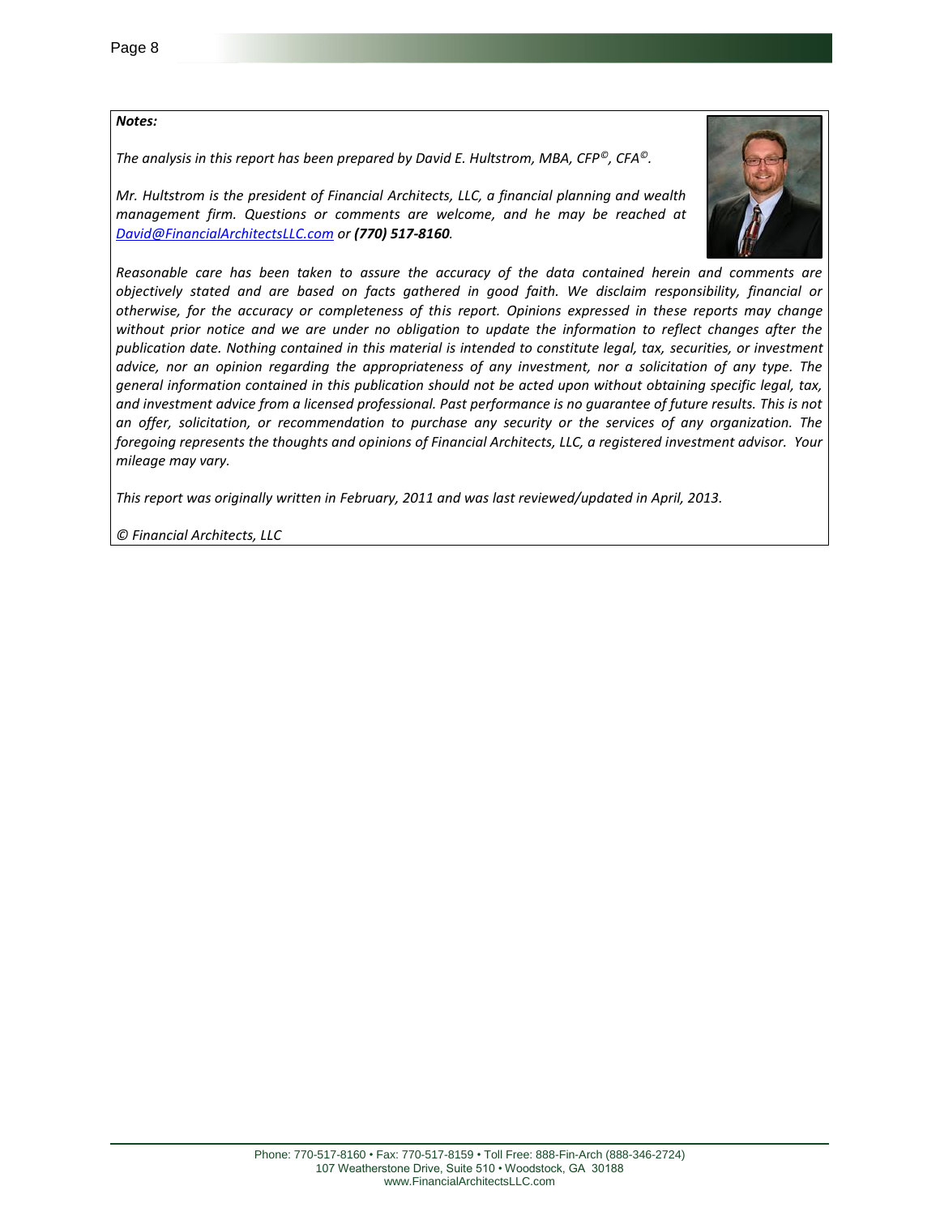***Notes:***

*The analysis in this report has been prepared by David E. Hultstrom, MBA, CFP©, CFA©.*

*Mr. Hultstrom is the president of Financial Architects, LLC, a financial planning and wealth management firm. Questions or comments are welcome, and he may be reached at [David@FinancialArchitectsLLC.com](mailto:David@FinancialArchitectsLLC.com) or* ***(770) 517-8160****.*

*Reasonable care has been taken to assure the accuracy of the data contained herein and comments are objectively stated and are based on facts gathered in good faith. We disclaim responsibility, financial or otherwise, for the accuracy or completeness of this report. Opinions expressed in these reports may change without prior notice and we are under no obligation to update the information to reflect changes after the publication date. Nothing contained in this material is intended to constitute legal, tax, securities, or investment advice, nor an opinion regarding the appropriateness of any investment, nor a solicitation of any type. The general information contained in this publication should not be acted upon without obtaining specific legal, tax, and investment advice from a licensed professional. Past performance is no guarantee of future results. This is not an offer, solicitation, or recommendation to purchase any security or the services of any organization. The foregoing represents the thoughts and opinions of Financial Architects, LLC, a registered investment advisor. Your mileage may vary.*

*This report was originally written in February, 2011 and was last reviewed/updated in April, 2013.*

*© Financial Architects, LLC*

Phone: 770-517-8160 • Fax: 770-517-8159 • Toll Free: 888-Fin-Arch (888-346-2724)
107 Weatherstone Drive, Suite 510 • Woodstock, GA 30188
www.FinancialArchitectsLLC.com